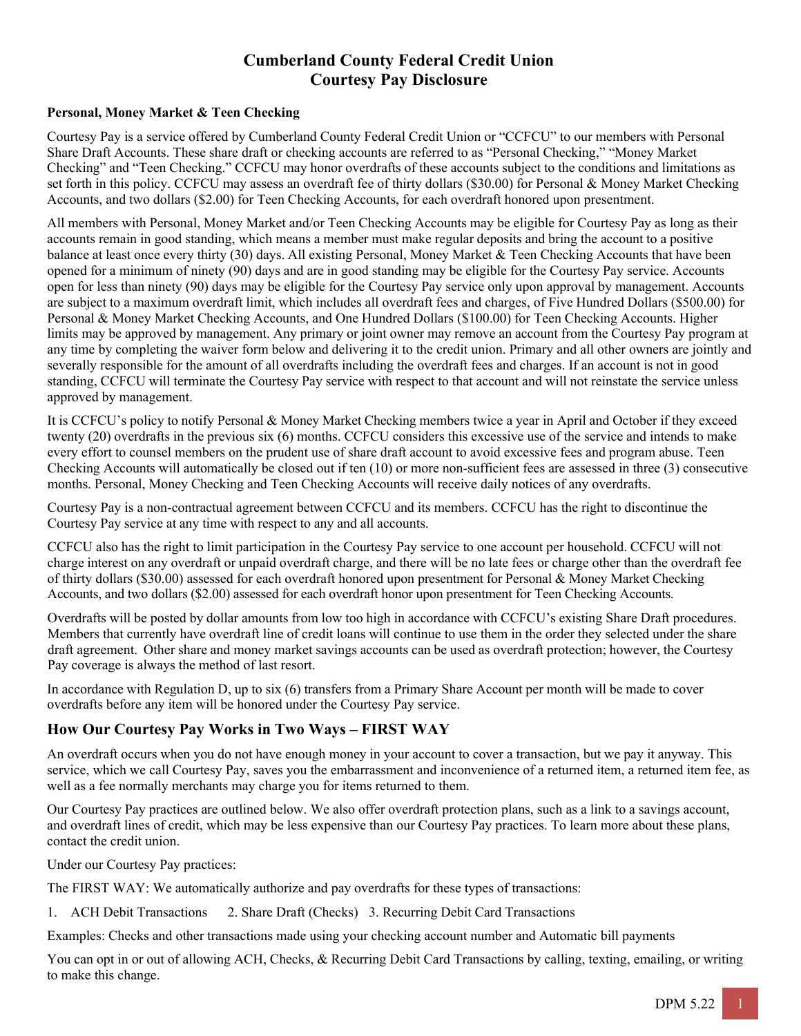# Cumberland County Federal Credit Union
# Courtesy Pay Disclosure

**Personal, Money Market & Teen Checking**

Courtesy Pay is a service offered by Cumberland County Federal Credit Union or "CCFCU" to our members with Personal Share Draft Accounts. These share draft or checking accounts are referred to as "Personal Checking," "Money Market Checking" and "Teen Checking." CCFCU may honor overdrafts of these accounts subject to the conditions and limitations as set forth in this policy. CCFCU may assess an overdraft fee of thirty dollars ($30.00) for Personal & Money Market Checking Accounts, and two dollars ($2.00) for Teen Checking Accounts, for each overdraft honored upon presentment.

All members with Personal, Money Market and/or Teen Checking Accounts may be eligible for Courtesy Pay as long as their accounts remain in good standing, which means a member must make regular deposits and bring the account to a positive balance at least once every thirty (30) days. All existing Personal, Money Market & Teen Checking Accounts that have been opened for a minimum of ninety (90) days and are in good standing may be eligible for the Courtesy Pay service. Accounts open for less than ninety (90) days may be eligible for the Courtesy Pay service only upon approval by management. Accounts are subject to a maximum overdraft limit, which includes all overdraft fees and charges, of Five Hundred Dollars ($500.00) for Personal & Money Market Checking Accounts, and One Hundred Dollars ($100.00) for Teen Checking Accounts. Higher limits may be approved by management. Any primary or joint owner may remove an account from the Courtesy Pay program at any time by completing the waiver form below and delivering it to the credit union. Primary and all other owners are jointly and severally responsible for the amount of all overdrafts including the overdraft fees and charges. If an account is not in good standing, CCFCU will terminate the Courtesy Pay service with respect to that account and will not reinstate the service unless approved by management.

It is CCFCU's policy to notify Personal & Money Market Checking members twice a year in April and October if they exceed twenty (20) overdrafts in the previous six (6) months. CCFCU considers this excessive use of the service and intends to make every effort to counsel members on the prudent use of share draft account to avoid excessive fees and program abuse. Teen Checking Accounts will automatically be closed out if ten (10) or more non-sufficient fees are assessed in three (3) consecutive months. Personal, Money Checking and Teen Checking Accounts will receive daily notices of any overdrafts.

Courtesy Pay is a non-contractual agreement between CCFCU and its members. CCFCU has the right to discontinue the Courtesy Pay service at any time with respect to any and all accounts.

CCFCU also has the right to limit participation in the Courtesy Pay service to one account per household. CCFCU will not charge interest on any overdraft or unpaid overdraft charge, and there will be no late fees or charge other than the overdraft fee of thirty dollars ($30.00) assessed for each overdraft honored upon presentment for Personal & Money Market Checking Accounts, and two dollars ($2.00) assessed for each overdraft honor upon presentment for Teen Checking Accounts.

Overdrafts will be posted by dollar amounts from low too high in accordance with CCFCU's existing Share Draft procedures. Members that currently have overdraft line of credit loans will continue to use them in the order they selected under the share draft agreement. Other share and money market savings accounts can be used as overdraft protection; however, the Courtesy Pay coverage is always the method of last resort.

In accordance with Regulation D, up to six (6) transfers from a Primary Share Account per month will be made to cover overdrafts before any item will be honored under the Courtesy Pay service.

## How Our Courtesy Pay Works in Two Ways – FIRST WAY

An overdraft occurs when you do not have enough money in your account to cover a transaction, but we pay it anyway. This service, which we call Courtesy Pay, saves you the embarrassment and inconvenience of a returned item, a returned item fee, as well as a fee normally merchants may charge you for items returned to them.

Our Courtesy Pay practices are outlined below. We also offer overdraft protection plans, such as a link to a savings account, and overdraft lines of credit, which may be less expensive than our Courtesy Pay practices. To learn more about these plans, contact the credit union.

Under our Courtesy Pay practices:

The FIRST WAY: We automatically authorize and pay overdrafts for these types of transactions:

1. ACH Debit Transactions 2. Share Draft (Checks) 3. Recurring Debit Card Transactions

Examples: Checks and other transactions made using your checking account number and Automatic bill payments

You can opt in or out of allowing ACH, Checks, & Recurring Debit Card Transactions by calling, texting, emailing, or writing to make this change.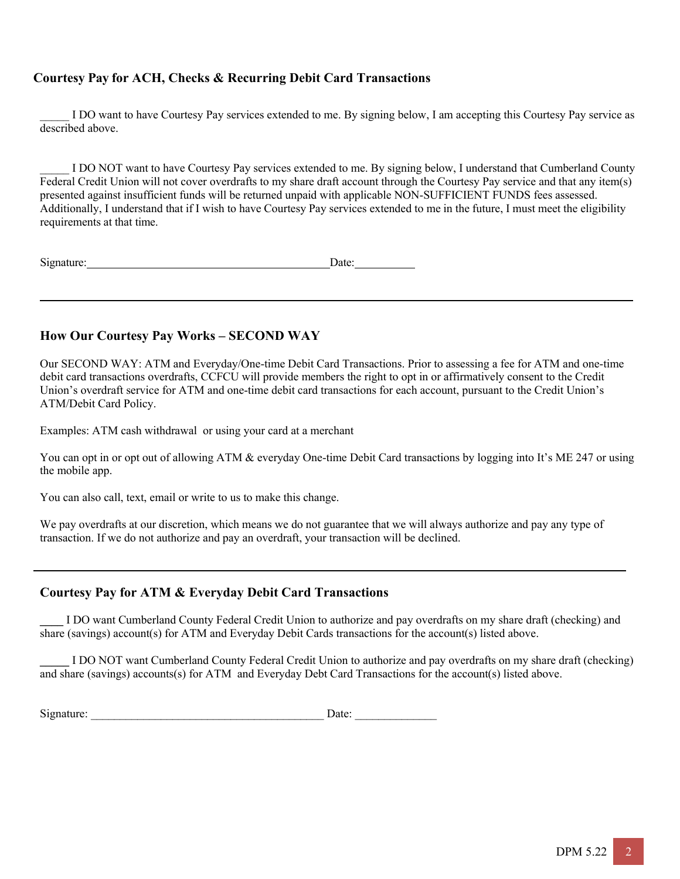### Courtesy Pay for ACH, Checks & Recurring Debit Card Transactions

_____ I DO want to have Courtesy Pay services extended to me. By signing below, I am accepting this Courtesy Pay service as described above.

_____ I DO NOT want to have Courtesy Pay services extended to me. By signing below, I understand that Cumberland County Federal Credit Union will not cover overdrafts to my share draft account through the Courtesy Pay service and that any item(s) presented against insufficient funds will be returned unpaid with applicable NON-SUFFICIENT FUNDS fees assessed. Additionally, I understand that if I wish to have Courtesy Pay services extended to me in the future, I must meet the eligibility requirements at that time.

Signature:_________________________________________Date:__________

---

### How Our Courtesy Pay Works – SECOND WAY

Our SECOND WAY: ATM and Everyday/One-time Debit Card Transactions. Prior to assessing a fee for ATM and one-time debit card transactions overdrafts, CCFCU will provide members the right to opt in or affirmatively consent to the Credit Union's overdraft service for ATM and one-time debit card transactions for each account, pursuant to the Credit Union's ATM/Debit Card Policy.

Examples: ATM cash withdrawal or using your card at a merchant

You can opt in or opt out of allowing ATM & everyday One-time Debit Card transactions by logging into It's ME 247 or using the mobile app.

You can also call, text, email or write to us to make this change.

We pay overdrafts at our discretion, which means we do not guarantee that we will always authorize and pay any type of transaction. If we do not authorize and pay an overdraft, your transaction will be declined.

---

### Courtesy Pay for ATM & Everyday Debit Card Transactions

____ I DO want Cumberland County Federal Credit Union to authorize and pay overdrafts on my share draft (checking) and share (savings) account(s) for ATM and Everyday Debit Cards transactions for the account(s) listed above.

_____ I DO NOT want Cumberland County Federal Credit Union to authorize and pay overdrafts on my share draft (checking) and share (savings) accounts(s) for ATM and Everyday Debt Card Transactions for the account(s) listed above.

Signature: ________________________________________ Date: ______________

DPM 5.22